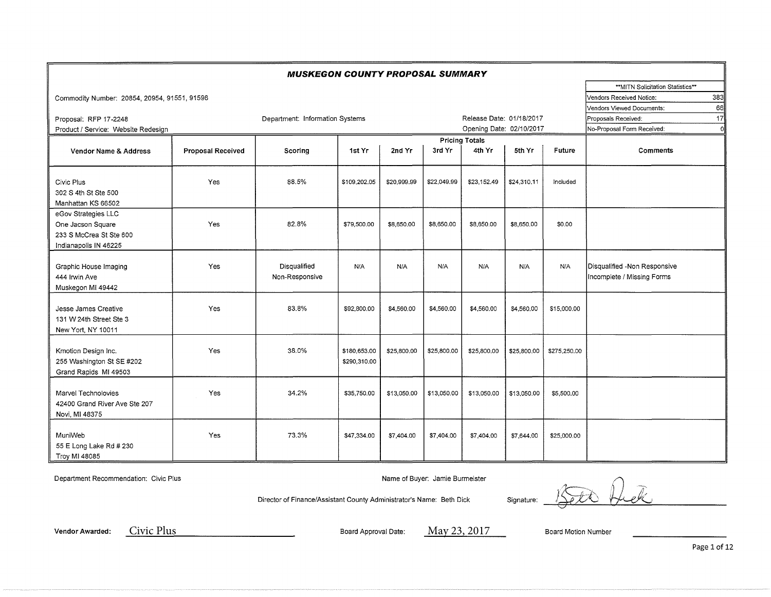# MUSKEGON COUNTY PROPOSAL SUMMARY

Commodity Number: 20854, 20954, 91551, 91596

Proposal: RFP 17-2248

Product / Service: Website Redesign

Department: Information Systems

Release Date: 01/18/2017

Opening Date: 02/10/2017

| **MITN Solicitation Statistics** | |
|---|---|
| Vendors Received Notice: | 383 |
| Vendors Viewed Documents: | 66 |
| Proposals Received: | 17 |
| No-Proposal Form Received: | 0 |

| Vendor Name & Address | Proposal Received | Scoring | Pricing Totals 1st Yr | 2nd Yr | 3rd Yr | 4th Yr | 5th Yr | Future | Comments |
|---|---|---|---|---|---|---|---|---|---|
| Civic Plus<br>302 S 4th St Ste 500<br>Manhattan KS 66502 | Yes | 88.5% | $109,202.05 | $20,999.99 | $22,049.99 | $23,152.49 | $24,310.11 | Included | |
| eGov Strategies LLC<br>One Jacson Square<br>233 S McCrea St Ste 600<br>Indianapolis IN 46225 | Yes | 82.8% | $79,500.00 | $8,650.00 | $8,650.00 | $8,650.00 | $8,650.00 | $0.00 | |
| Graphic House Imaging<br>444 Irwin Ave<br>Muskegon MI 49442 | Yes | Disqualified Non-Responsive | N/A | N/A | N/A | N/A | N/A | N/A | Disqualified -Non Responsive Incomplete / Missing Forms |
| Jesse James Creative<br>131 W 24th Street Ste 3<br>New Yort, NY 10011 | Yes | 83.8% | $92,800.00 | $4,560.00 | $4,560.00 | $4,560.00 | $4,560.00 | $15,000.00 | |
| Kmotion Design Inc.<br>255 Washington St SE #202<br>Grand Rapids MI 49503 | Yes | 38.0% | $180,653.00<br>$290,310.00 | $25,800.00 | $25,800.00 | $25,800.00 | $25,800.00 | $275,250.00 | |
| Marvel Technolovies<br>42400 Grand River Ave Ste 207<br>Novi, MI 48375 | Yes | 34.2% | $35,750.00 | $13,050.00 | $13,050.00 | $13,050.00 | $13,050.00 | $5,500.00 | |
| MuniWeb<br>55 E Long Lake Rd # 230<br>Troy MI 48085 | Yes | 73.3% | $47,334.00 | $7,404.00 | $7,404.00 | $7,404.00 | $7,644.00 | $25,000.00 | |

Department Recommendation: Civic Plus

Name of Buyer: Jamie Burmeister

Director of Finance/Assistant County Administrator's Name: Beth Dick

Signature: Beth Dick

Vendor Awarded: Civic Plus

Board Approval Date: May 23, 2017

Board Motion Number ____________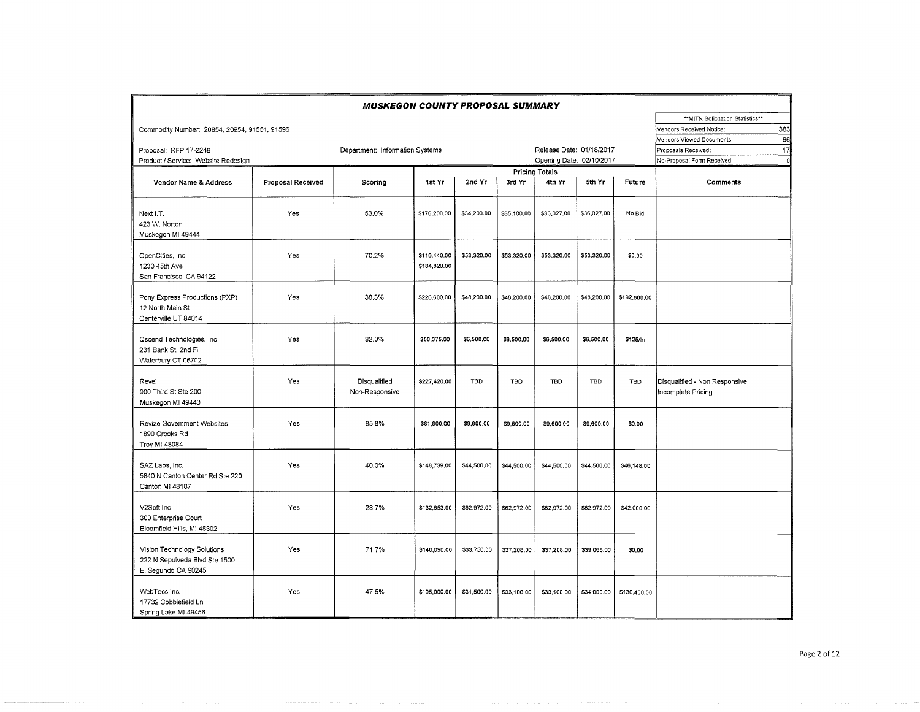# MUSKEGON COUNTY PROPOSAL SUMMARY

Commodity Number: 20854, 20954, 91551, 91596

Proposal: RFP 17-2248

Product / Service: Website Redesign

Department: Information Systems

Release Date: 01/18/2017

Opening Date: 02/10/2017

| **MITN Solicitation Statistics** | |
|---|---|
| Vendors Received Notice: | 383 |
| Vendors Viewed Documents: | 66 |
| Proposals Received: | 17 |
| No-Proposal Form Received: | 0 |

| Vendor Name & Address | Proposal Received | Scoring | Pricing Totals | | | | | | Comments |
|---|---|---|---|---|---|---|---|---|---|
| | | | 1st Yr | 2nd Yr | 3rd Yr | 4th Yr | 5th Yr | Future | |
| Next I.T.<br>423 W. Norton<br>Muskegon MI 49444 | Yes | 53.0% | $176,200.00 | $34,200.00 | $35,100.00 | $36,027.00 | $36,027.00 | No Bid | |
| OpenCities, Inc<br>1230 45th Ave<br>San Francisco, CA 94122 | Yes | 70.2% | $116,440.00<br>$184,820.00 | $53,320.00 | $53,320.00 | $53,320.00 | $53,320.00 | $0.00 | |
| Pony Express Productions (PXP)<br>12 North Main St<br>Centerville UT 84014 | Yes | 38.3% | $226,600.00 | $48,200.00 | $48,200.00 | $48,200.00 | $48,200.00 | $192,800.00 | |
| Qscend Technologies, Inc<br>231 Bank St. 2nd Fl<br>Waterbury CT 06702 | Yes | 82.0% | $50,075.00 | $6,500.00 | $6,500.00 | $6,500.00 | $6,500.00 | $125/hr | |
| Revel<br>900 Third St Ste 200<br>Muskegon MI 49440 | Yes | Disqualified Non-Responsive | $227,420.00 | TBD | TBD | TBD | TBD | TBD | Disqualified - Non Responsive Incomplete Pricing |
| Revize Government Websites<br>1890 Crooks Rd<br>Troy MI 48084 | Yes | 85.8% | $81,600.00 | $9,600.00 | $9,600.00 | $9,600.00 | $9,600.00 | $0.00 | |
| SAZ Labs, Inc.<br>5840 N Canton Center Rd Ste 220<br>Canton MI 48187 | Yes | 40.0% | $148,739.00 | $44,500.00 | $44,500.00 | $44,500.00 | $44,500.00 | $46,148.00 | |
| V2Soft Inc<br>300 Enterprise Court<br>Bloomfield Hills, MI 48302 | Yes | 28.7% | $132,653.00 | $62,972.00 | $62,972.00 | $62,972.00 | $62,972.00 | $42,000.00 | |
| Vision Technology Solutions<br>222 N Sepulveda Blvd Ste 1500<br>El Segundo CA 90245 | Yes | 71.7% | $140,090.00 | $33,750.00 | $37,208.00 | $37,208.00 | $39,068.00 | $0.00 | |
| WebTecs Inc.<br>17732 Cobblefield Ln<br>Spring Lake MI 49456 | Yes | 47.5% | $195,000.00 | $31,500.00 | $33,100.00 | $33,100.00 | $34,000.00 | $130,400.00 | |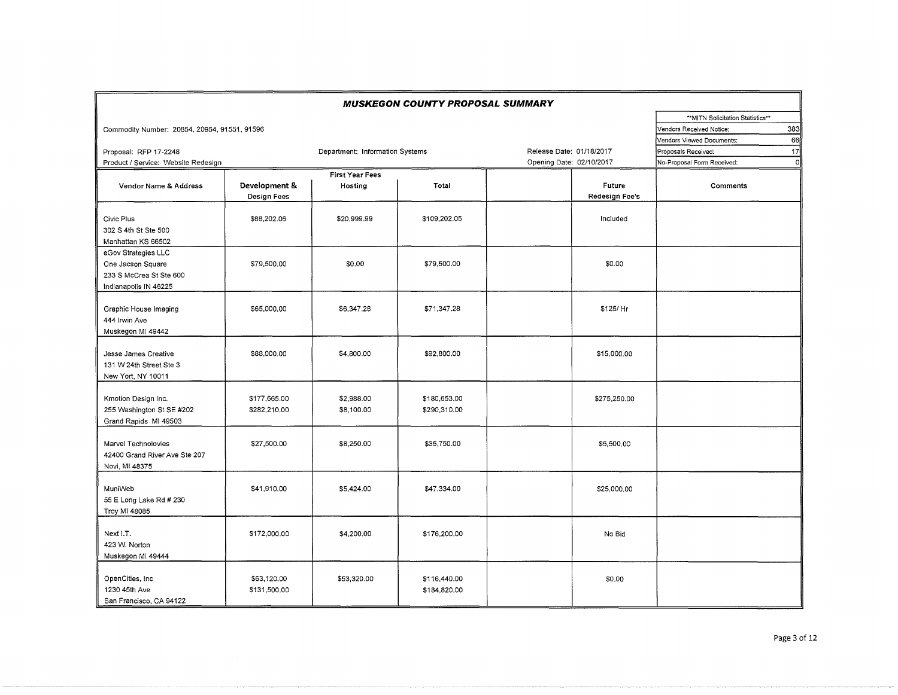# MUSKEGON COUNTY PROPOSAL SUMMARY

Commodity Number: 20854, 20954, 91551, 91596

Proposal: RFP 17-2248

Product / Service: Website Redesign

Department: Information Systems

Release Date: 01/18/2017

Opening Date: 02/10/2017

| **MITN Solicitation Statistics** | |
|---|---|
| Vendors Received Notice: | 383 |
| Vendors Viewed Documents: | 66 |
| Proposals Received: | 17 |
| No-Proposal Form Received: | 0 |

| Vendor Name & Address | Development & Design Fees | First Year Fees Hosting | Total | | Future Redesign Fee's | Comments |
|---|---|---|---|---|---|---|
| Civic Plus<br>302 S 4th St Ste 500<br>Manhattan KS 66502 | $88,202.06 | $20,999.99 | $109,202.05 | | Included | |
| eGov Strategies LLC<br>One Jacson Square<br>233 S McCrea St Ste 600<br>Indianapolis IN 46225 | $79,500.00 | $0.00 | $79,500.00 | | $0.00 | |
| Graphic House Imaging<br>444 Irwin Ave<br>Muskegon MI 49442 | $65,000.00 | $6,347.28 | $71,347.28 | | $125/ Hr | |
| Jesse James Creative<br>131 W 24th Street Ste 3<br>New Yort, NY 10011 | $88,000.00 | $4,800.00 | $92,800.00 | | $15,000.00 | |
| Kmotion Design Inc.<br>255 Washington St SE #202<br>Grand Rapids MI 49503 | $177,665.00<br>$282,210.00 | $2,988.00<br>$8,100.00 | $180,653.00<br>$290,310.00 | | $275,250.00 | |
| Marvel Technolovies<br>42400 Grand River Ave Ste 207<br>Novi, MI 48375 | $27,500.00 | $8,250.00 | $35,750.00 | | $5,500.00 | |
| MuniWeb<br>55 E Long Lake Rd # 230<br>Troy MI 48085 | $41,910.00 | $5,424.00 | $47,334.00 | | $25,000.00 | |
| Next I.T.<br>423 W. Norton<br>Muskegon MI 49444 | $172,000.00 | $4,200.00 | $176,200.00 | | No Bid | |
| OpenCities, Inc<br>1230 45th Ave<br>San Francisco, CA 94122 | $63,120.00<br>$131,500.00 | $53,320.00 | $116,440.00<br>$184,820.00 | | $0.00 | |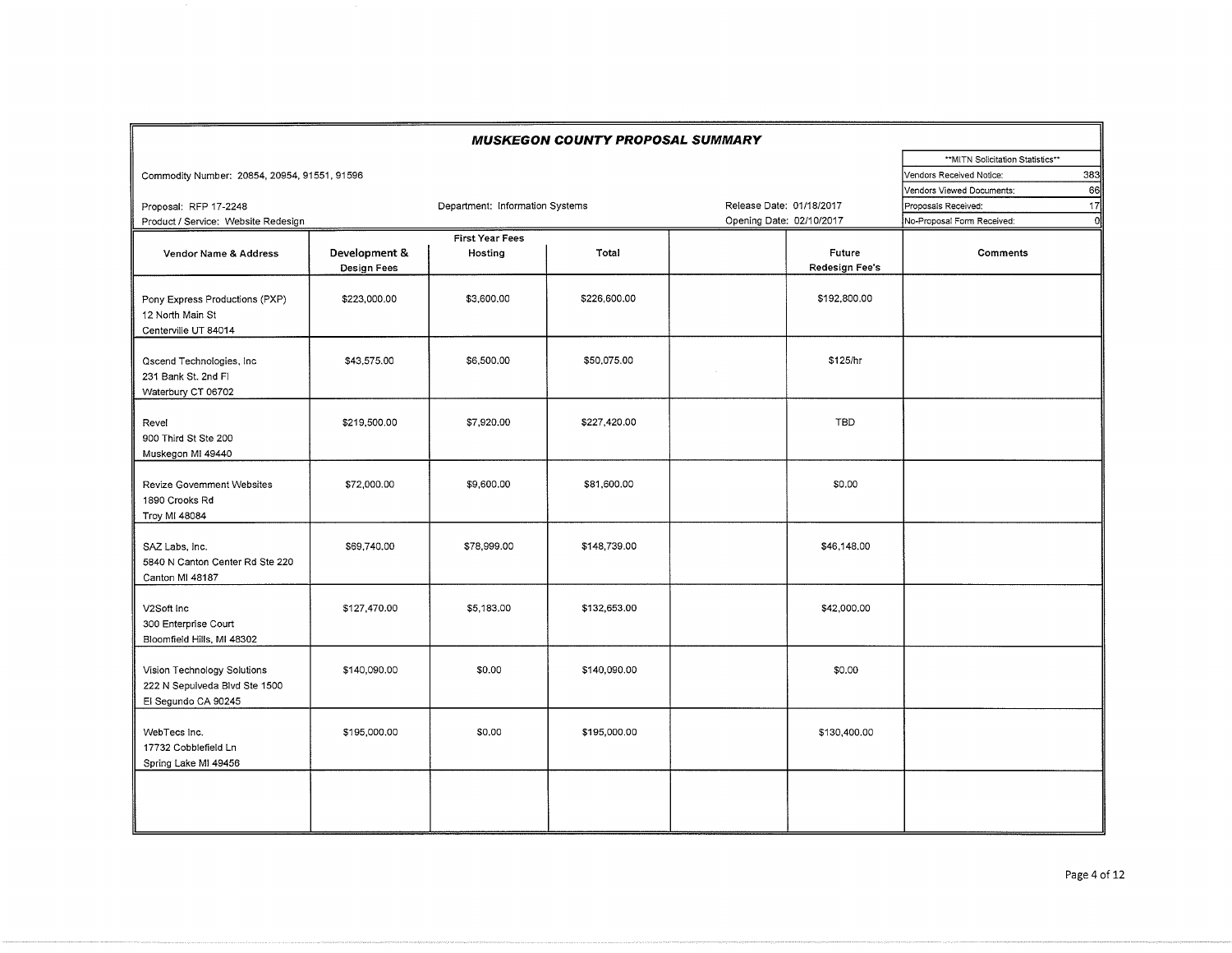## MUSKEGON COUNTY PROPOSAL SUMMARY

Commodity Number: 20854, 20954, 91551, 91596

Proposal: RFP 17-2248

Product / Service: Website Redesign

Department: Information Systems

Release Date: 01/18/2017

Opening Date: 02/10/2017

| **MITN Solicitation Statistics** | |
|---|---|
| Vendors Received Notice: | 383 |
| Vendors Viewed Documents: | 66 |
| Proposals Received: | 17 |
| No-Proposal Form Received: | 0 |

| Vendor Name & Address | Development & Design Fees | First Year Fees Hosting | Total | | Future Redesign Fee's | Comments |
|---|---|---|---|---|---|---|
| Pony Express Productions (PXP) 12 North Main St Centerville UT 84014 | $223,000.00 | $3,600.00 | $226,600.00 | | $192,800.00 | |
| Qscend Technologies, Inc 231 Bank St. 2nd Fl Waterbury CT 06702 | $43,575.00 | $6,500.00 | $50,075.00 | | $125/hr | |
| Revel 900 Third St Ste 200 Muskegon MI 49440 | $219,500.00 | $7,920.00 | $227,420.00 | | TBD | |
| Revize Government Websites 1890 Crooks Rd Troy MI 48084 | $72,000.00 | $9,600.00 | $81,600.00 | | $0.00 | |
| SAZ Labs, Inc. 5840 N Canton Center Rd Ste 220 Canton MI 48187 | $69,740.00 | $78,999.00 | $148,739.00 | | $46,148.00 | |
| V2Soft Inc 300 Enterprise Court Bloomfield Hills, MI 48302 | $127,470.00 | $5,183.00 | $132,653.00 | | $42,000.00 | |
| Vision Technology Solutions 222 N Sepulveda Blvd Ste 1500 El Segundo CA 90245 | $140,090.00 | $0.00 | $140,090.00 | | $0.00 | |
| WebTecs Inc. 17732 Cobblefield Ln Spring Lake MI 49456 | $195,000.00 | $0.00 | $195,000.00 | | $130,400.00 | |
| | | | | | | |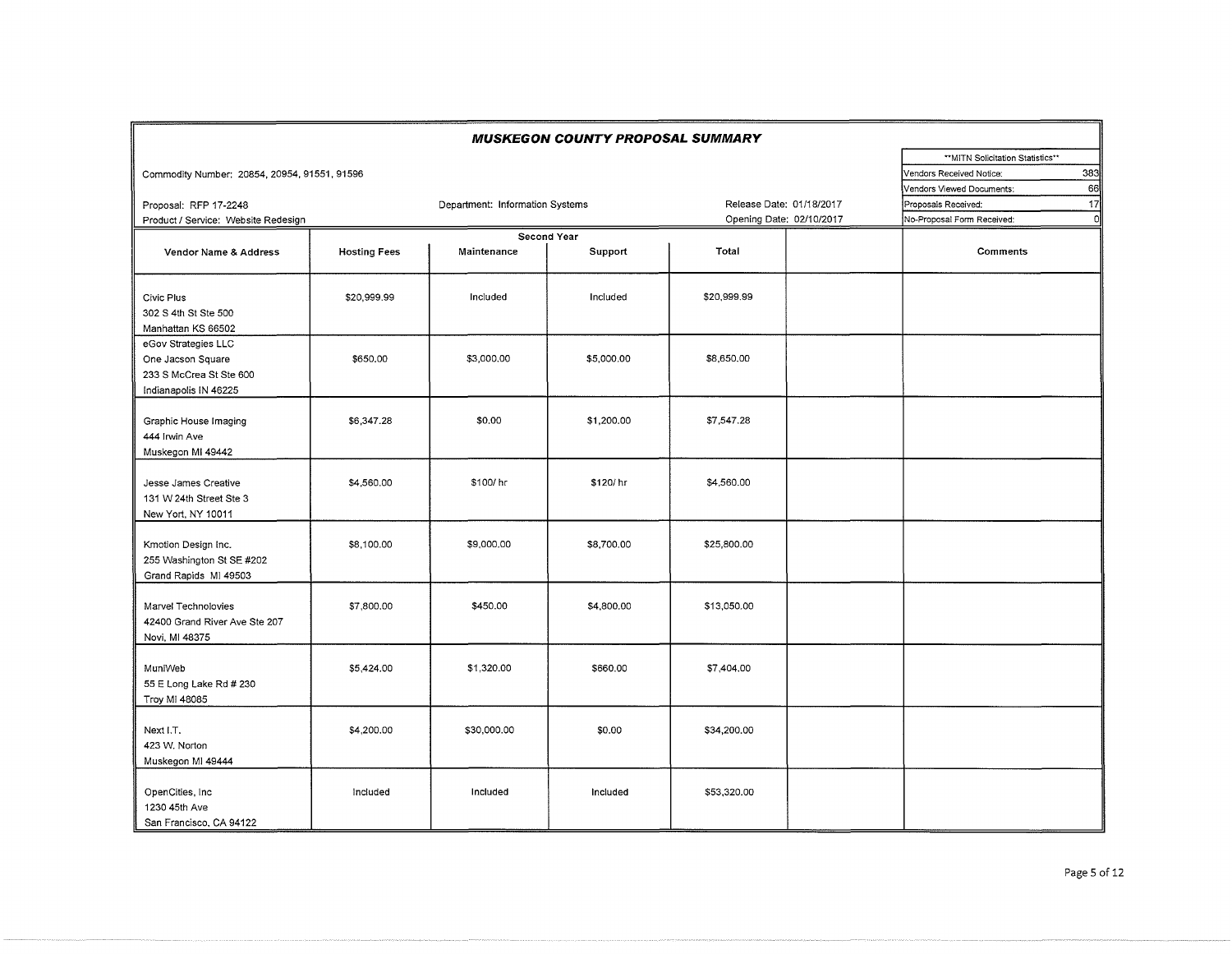## MUSKEGON COUNTY PROPOSAL SUMMARY

Commodity Number: 20854, 20954, 91551, 91596

Proposal: RFP 17-2248 | Department: Information Systems | Release Date: 01/18/2017

Product / Service: Website Redesign | Opening Date: 02/10/2017

| **MITN Solicitation Statistics** | |
|---|---|
| Vendors Received Notice: | 383 |
| Vendors Viewed Documents: | 66 |
| Proposals Received: | 17 |
| No-Proposal Form Received: | 0 |

| Vendor Name & Address | Second Year | | | | | Comments |
|---|---|---|---|---|---|---|
| | Hosting Fees | Maintenance | Support | Total | | |
| Civic Plus<br>302 S 4th St Ste 500<br>Manhattan KS 66502 | $20,999.99 | Included | Included | $20,999.99 | | |
| eGov Strategies LLC<br>One Jacson Square<br>233 S McCrea St Ste 600<br>Indianapolis IN 46225 | $650.00 | $3,000.00 | $5,000.00 | $8,650.00 | | |
| Graphic House Imaging<br>444 Irwin Ave<br>Muskegon MI 49442 | $6,347.28 | $0.00 | $1,200.00 | $7,547.28 | | |
| Jesse James Creative<br>131 W 24th Street Ste 3<br>New Yort, NY 10011 | $4,560.00 | $100/ hr | $120/ hr | $4,560.00 | | |
| Kmotion Design Inc.<br>255 Washington St SE #202<br>Grand Rapids MI 49503 | $8,100.00 | $9,000.00 | $8,700.00 | $25,800.00 | | |
| Marvel Technolovies<br>42400 Grand River Ave Ste 207<br>Novi, MI 48375 | $7,800.00 | $450.00 | $4,800.00 | $13,050.00 | | |
| MuniWeb<br>55 E Long Lake Rd # 230<br>Troy MI 48085 | $5,424.00 | $1,320.00 | $660.00 | $7,404.00 | | |
| Next I.T.<br>423 W. Norton<br>Muskegon MI 49444 | $4,200.00 | $30,000.00 | $0.00 | $34,200.00 | | |
| OpenCities, Inc<br>1230 45th Ave<br>San Francisco, CA 94122 | Included | Included | Included | $53,320.00 | | |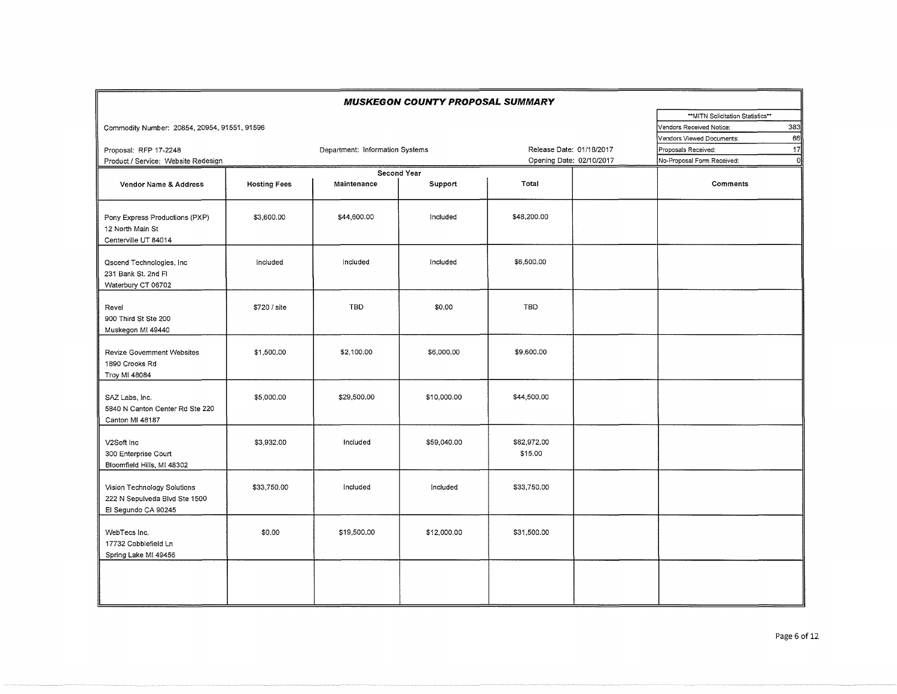# MUSKEGON COUNTY PROPOSAL SUMMARY

Commodity Number: 20854, 20954, 91551, 91596

Proposal: RFP 17-2248

Product / Service: Website Redesign

Department: Information Systems

Release Date: 01/18/2017

Opening Date: 02/10/2017

| **MITN Solicitation Statistics** | |
|---|---|
| Vendors Received Notice: | 383 |
| Vendors Viewed Documents: | 66 |
| Proposals Received: | 17 |
| No-Proposal Form Received: | 0 |

| Vendor Name & Address | Second Year | | | | | Comments |
|---|---|---|---|---|---|---|
| | Hosting Fees | Maintenance | Support | Total | | |
| Pony Express Productions (PXP)<br>12 North Main St<br>Centerville UT 84014 | $3,600.00 | $44,600.00 | Included | $48,200.00 | | |
| Qscend Technologies, Inc<br>231 Bank St. 2nd Fl<br>Waterbury CT 06702 | Included | Included | Included | $6,500.00 | | |
| Revel<br>900 Third St Ste 200<br>Muskegon MI 49440 | $720 / site | TBD | $0.00 | TBD | | |
| Revize Government Websites<br>1890 Crooks Rd<br>Troy MI 48084 | $1,500.00 | $2,100.00 | $6,000.00 | $9,600.00 | | |
| SAZ Labs, Inc.<br>5840 N Canton Center Rd Ste 220<br>Canton MI 48187 | $5,000.00 | $29,500.00 | $10,000.00 | $44,500.00 | | |
| V2Soft Inc<br>300 Enterprise Court<br>Bloomfield Hills, MI 48302 | $3,932.00 | Included | $59,040.00 | $62,972.00<br>$15.00 | | |
| Vision Technology Solutions<br>222 N Sepulveda Blvd Ste 1500<br>El Segundo CA 90245 | $33,750.00 | Included | Included | $33,750.00 | | |
| WebTecs Inc.<br>17732 Cobblefield Ln<br>Spring Lake MI 49456 | $0.00 | $19,500.00 | $12,000.00 | $31,500.00 | | |
| | | | | | | |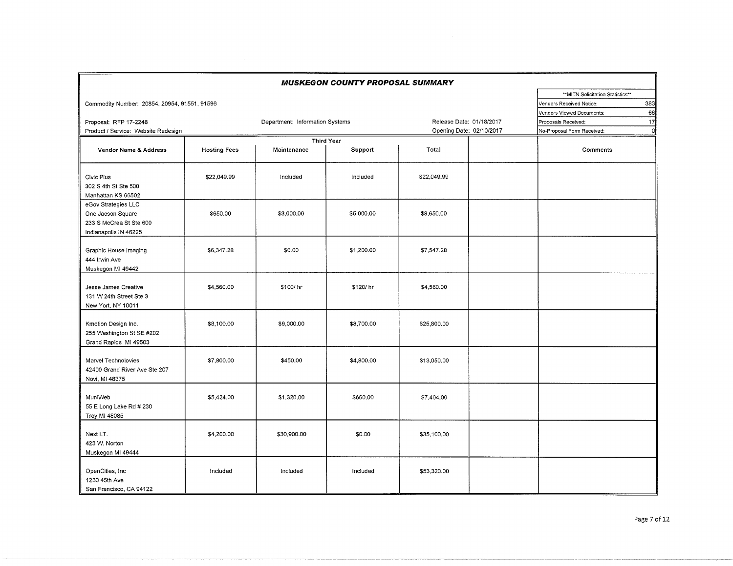# MUSKEGON COUNTY PROPOSAL SUMMARY

Commodity Number: 20854, 20954, 91551, 91596

Proposal: RFP 17-2248
Product / Service: Website Redesign

Department: Information Systems

Release Date: 01/18/2017
Opening Date: 02/10/2017

| **MITN Solicitation Statistics** | |
|---|---|
| Vendors Received Notice: | 383 |
| Vendors Viewed Documents: | 66 |
| Proposals Received: | 17 |
| No-Proposal Form Received: | 0 |

| Vendor Name & Address | Third Year | | | | | Comments |
|---|---|---|---|---|---|---|
| | Hosting Fees | Maintenance | Support | Total | | |
| Civic Plus<br>302 S 4th St Ste 500<br>Manhattan KS 66502 | $22,049.99 | Included | Included | $22,049.99 | | |
| eGov Strategies LLC<br>One Jacson Square<br>233 S McCrea St Ste 600<br>Indianapolis IN 46225 | $650.00 | $3,000.00 | $5,000.00 | $8,650.00 | | |
| Graphic House Imaging<br>444 Irwin Ave<br>Muskegon MI 49442 | $6,347.28 | $0.00 | $1,200.00 | $7,547.28 | | |
| Jesse James Creative<br>131 W 24th Street Ste 3<br>New Yort, NY 10011 | $4,560.00 | $100/ hr | $120/ hr | $4,560.00 | | |
| Kmotion Design Inc.<br>255 Washington St SE #202<br>Grand Rapids MI 49503 | $8,100.00 | $9,000.00 | $8,700.00 | $25,800.00 | | |
| Marvel Technolovies<br>42400 Grand River Ave Ste 207<br>Novi, MI 48375 | $7,800.00 | $450.00 | $4,800.00 | $13,050.00 | | |
| MuniWeb<br>55 E Long Lake Rd # 230<br>Troy MI 48085 | $5,424.00 | $1,320.00 | $660.00 | $7,404.00 | | |
| Next I.T.<br>423 W. Norton<br>Muskegon MI 49444 | $4,200.00 | $30,900.00 | $0.00 | $35,100.00 | | |
| OpenCities, Inc<br>1230 45th Ave<br>San Francisco, CA 94122 | Included | Included | Included | $53,320.00 | | |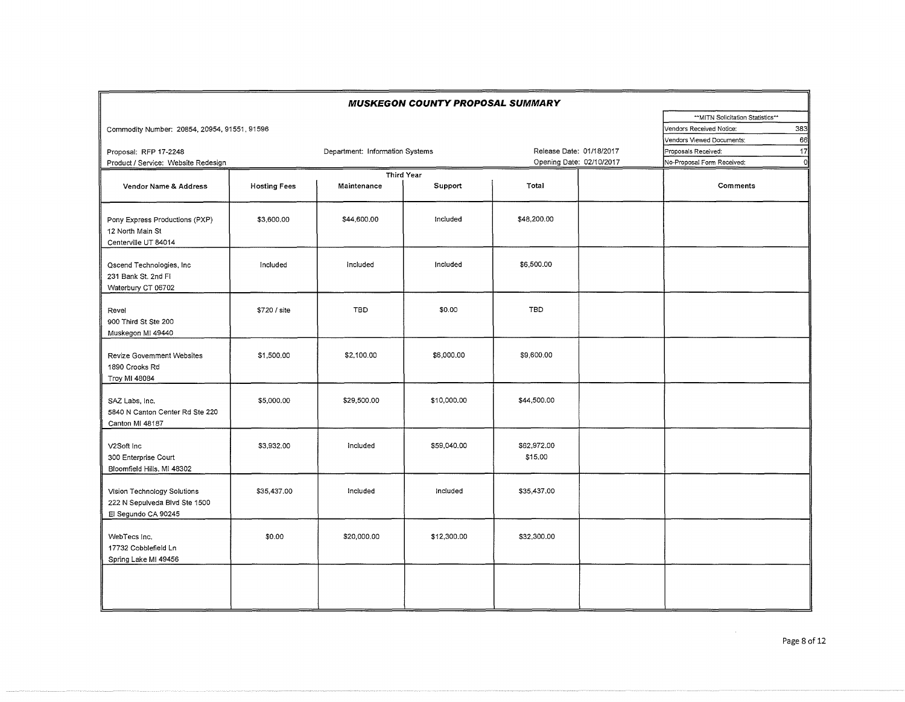## MUSKEGON COUNTY PROPOSAL SUMMARY

Commodity Number: 20854, 20954, 91551, 91596

Proposal: RFP 17-2248

Product / Service: Website Redesign

Department: Information Systems

Release Date: 01/18/2017

Opening Date: 02/10/2017

| **MITN Solicitation Statistics** | |
|---|---|
| Vendors Received Notice: | 383 |
| Vendors Viewed Documents: | 66 |
| Proposals Received: | 17 |
| No-Proposal Form Received: | 0 |

| Vendor Name & Address | Third Year | | | | | Comments |
|---|---|---|---|---|---|---|
| | Hosting Fees | Maintenance | Support | Total | | |
| Pony Express Productions (PXP)<br>12 North Main St<br>Centerville UT 84014 | $3,600.00 | $44,600.00 | Included | $48,200.00 | | |
| Qscend Technologies, Inc<br>231 Bank St. 2nd Fl<br>Waterbury CT 06702 | Included | Included | Included | $6,500.00 | | |
| Revel<br>900 Third St Ste 200<br>Muskegon MI 49440 | $720 / site | TBD | $0.00 | TBD | | |
| Revize Government Websites<br>1890 Crooks Rd<br>Troy MI 48084 | $1,500.00 | $2,100.00 | $6,000.00 | $9,600.00 | | |
| SAZ Labs, Inc.<br>5840 N Canton Center Rd Ste 220<br>Canton MI 48187 | $5,000.00 | $29,500.00 | $10,000.00 | $44,500.00 | | |
| V2Soft Inc<br>300 Enterprise Court<br>Bloomfield Hills, MI 48302 | $3,932.00 | Included | $59,040.00 | $62,972.00<br>$15.00 | | |
| Vision Technology Solutions<br>222 N Sepulveda Blvd Ste 1500<br>El Segundo CA 90245 | $35,437.00 | Included | Included | $35,437.00 | | |
| WebTecs Inc.<br>17732 Cobblefield Ln<br>Spring Lake MI 49456 | $0.00 | $20,000.00 | $12,300.00 | $32,300.00 | | |
| | | | | | | |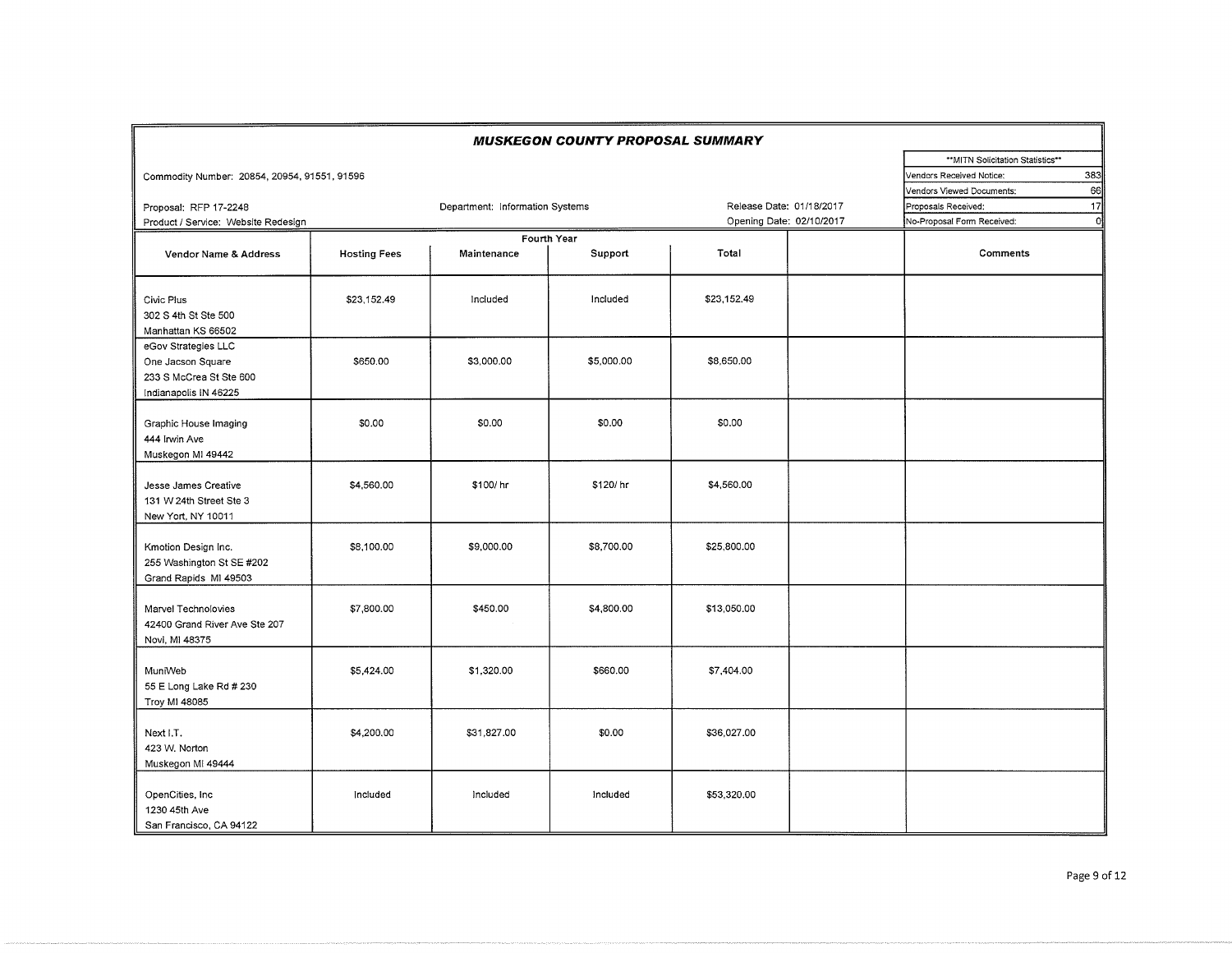# MUSKEGON COUNTY PROPOSAL SUMMARY

Commodity Number: 20854, 20954, 91551, 91596

Proposal: RFP 17-2248

Product / Service: Website Redesign

Department: Information Systems

Release Date: 01/18/2017

Opening Date: 02/10/2017

| **MITN Solicitation Statistics** | |
|---|---|
| Vendors Received Notice: | 383 |
| Vendors Viewed Documents: | 66 |
| Proposals Received: | 17 |
| No-Proposal Form Received: | 0 |

| Vendor Name & Address | Fourth Year | | | | | Comments |
|---|---|---|---|---|---|---|
| | Hosting Fees | Maintenance | Support | Total | | |
| Civic Plus<br>302 S 4th St Ste 500<br>Manhattan KS 66502 | $23,152.49 | Included | Included | $23,152.49 | | |
| eGov Strategies LLC<br>One Jacson Square<br>233 S McCrea St Ste 600<br>Indianapolis IN 46225 | $650.00 | $3,000.00 | $5,000.00 | $8,650.00 | | |
| Graphic House Imaging<br>444 Irwin Ave<br>Muskegon MI 49442 | $0.00 | $0.00 | $0.00 | $0.00 | | |
| Jesse James Creative<br>131 W 24th Street Ste 3<br>New Yort, NY 10011 | $4,560.00 | $100/ hr | $120/ hr | $4,560.00 | | |
| Kmotion Design Inc.<br>255 Washington St SE #202<br>Grand Rapids MI 49503 | $8,100.00 | $9,000.00 | $8,700.00 | $25,800.00 | | |
| Marvel Technolovies<br>42400 Grand River Ave Ste 207<br>Novi, MI 48375 | $7,800.00 | $450.00 | $4,800.00 | $13,050.00 | | |
| MuniWeb<br>55 E Long Lake Rd # 230<br>Troy MI 48085 | $5,424.00 | $1,320.00 | $660.00 | $7,404.00 | | |
| Next I.T.<br>423 W. Norton<br>Muskegon MI 49444 | $4,200.00 | $31,827.00 | $0.00 | $36,027.00 | | |
| OpenCities, Inc<br>1230 45th Ave<br>San Francisco, CA 94122 | Included | Included | Included | $53,320.00 | | |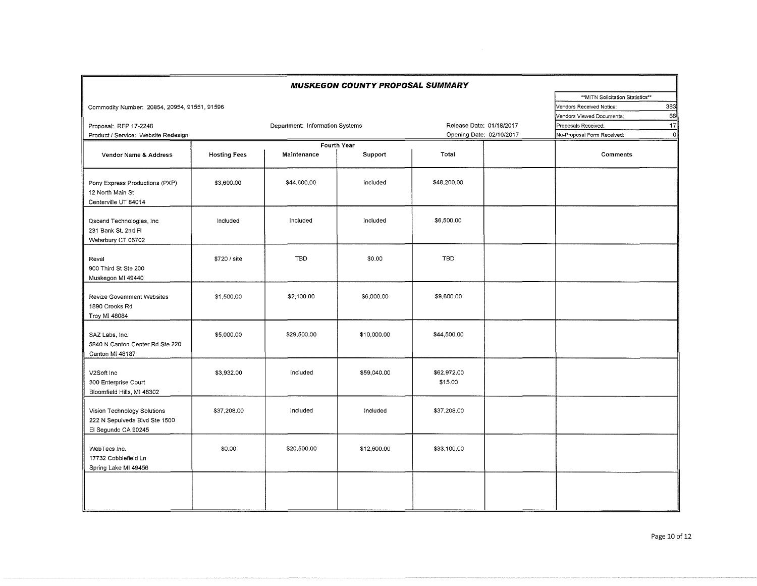# MUSKEGON COUNTY PROPOSAL SUMMARY

Commodity Number: 20854, 20954, 91551, 91596

Proposal: RFP 17-2248

Product / Service: Website Redesign

Department: Information Systems

Release Date: 01/18/2017

Opening Date: 02/10/2017

| **MITN Solicitation Statistics** | |
|---|---|
| Vendors Received Notice: | 383 |
| Vendors Viewed Documents: | 66 |
| Proposals Received: | 17 |
| No-Proposal Form Received: | 0 |

| Vendor Name & Address | Fourth Year | | | | | Comments |
|---|---|---|---|---|---|---|
| | Hosting Fees | Maintenance | Support | Total | | |
| Pony Express Productions (PXP)<br>12 North Main St<br>Centerville UT 84014 | $3,600.00 | $44,600.00 | Included | $48,200.00 | | |
| Qscend Technologies, Inc<br>231 Bank St. 2nd Fl<br>Waterbury CT 06702 | Included | Included | Included | $6,500.00 | | |
| Revel<br>900 Third St Ste 200<br>Muskegon MI 49440 | $720 / site | TBD | $0.00 | TBD | | |
| Revize Government Websites<br>1890 Crooks Rd<br>Troy MI 48084 | $1,500.00 | $2,100.00 | $6,000.00 | $9,600.00 | | |
| SAZ Labs, Inc.<br>5840 N Canton Center Rd Ste 220<br>Canton MI 48187 | $5,000.00 | $29,500.00 | $10,000.00 | $44,500.00 | | |
| V2Soft Inc<br>300 Enterprise Court<br>Bloomfield Hills, MI 48302 | $3,932.00 | Included | $59,040.00 | $62,972.00<br>$15.00 | | |
| Vision Technology Solutions<br>222 N Sepulveda Blvd Ste 1500<br>El Segundo CA 90245 | $37,208.00 | Included | Included | $37,208.00 | | |
| WebTecs Inc.<br>17732 Cobblefield Ln<br>Spring Lake MI 49456 | $0.00 | $20,500.00 | $12,600.00 | $33,100.00 | | |
| | | | | | | |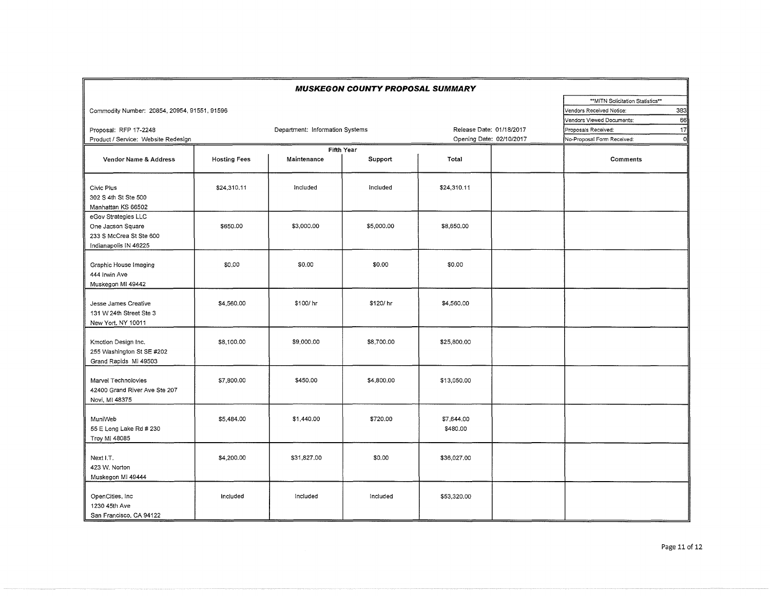# MUSKEGON COUNTY PROPOSAL SUMMARY

Commodity Number: 20854, 20954, 91551, 91596

Proposal: RFP 17-2248

Product / Service: Website Redesign

Department: Information Systems

Release Date: 01/18/2017

Opening Date: 02/10/2017

| **MITN Solicitation Statistics** | |
|---|---|
| Vendors Received Notice: | 383 |
| Vendors Viewed Documents: | 66 |
| Proposals Received: | 17 |
| No-Proposal Form Received: | 0 |

| Vendor Name & Address | Fifth Year | | | | | Comments |
|---|---|---|---|---|---|---|
| | Hosting Fees | Maintenance | Support | Total | | |
| Civic Plus<br>302 S 4th St Ste 500<br>Manhattan KS 66502 | $24,310.11 | Included | Included | $24,310.11 | | |
| eGov Strategies LLC<br>One Jacson Square<br>233 S McCrea St Ste 600<br>Indianapolis IN 46225 | $650.00 | $3,000.00 | $5,000.00 | $8,650.00 | | |
| Graphic House Imaging<br>444 Irwin Ave<br>Muskegon MI 49442 | $0.00 | $0.00 | $0.00 | $0.00 | | |
| Jesse James Creative<br>131 W 24th Street Ste 3<br>New Yort, NY 10011 | $4,560.00 | $100/ hr | $120/ hr | $4,560.00 | | |
| Kmotion Design Inc.<br>255 Washington St SE #202<br>Grand Rapids MI 49503 | $8,100.00 | $9,000.00 | $8,700.00 | $25,800.00 | | |
| Marvel Technolovies<br>42400 Grand River Ave Ste 207<br>Novi, MI 48375 | $7,800.00 | $450.00 | $4,800.00 | $13,050.00 | | |
| MuniWeb<br>55 E Long Lake Rd # 230<br>Troy MI 48085 | $5,484.00 | $1,440.00 | $720.00 | $7,644.00<br>$480.00 | | |
| Next I.T.<br>423 W. Norton<br>Muskegon MI 49444 | $4,200.00 | $31,827.00 | $0.00 | $36,027.00 | | |
| OpenCities, Inc<br>1230 45th Ave<br>San Francisco, CA 94122 | Included | Included | Included | $53,320.00 | | |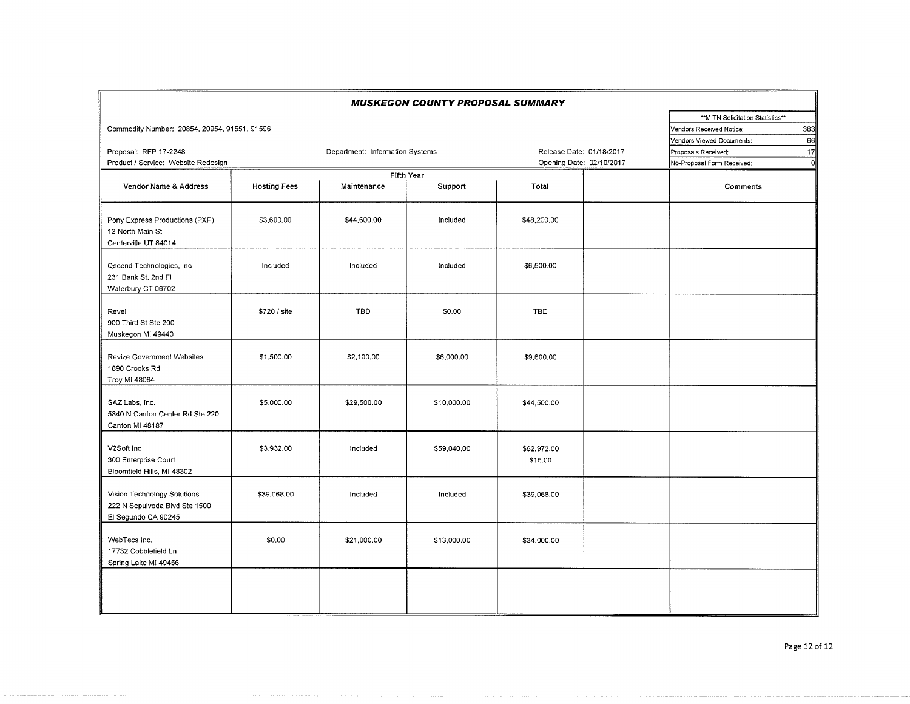# MUSKEGON COUNTY PROPOSAL SUMMARY

Commodity Number: 20854, 20954, 91551, 91596

Proposal: RFP 17-2248 — Department: Information Systems — Release Date: 01/18/2017

Product / Service: Website Redesign — Opening Date: 02/10/2017

| **MITN Solicitation Statistics** | |
|---|---|
| Vendors Received Notice: | 383 |
| Vendors Viewed Documents: | 66 |
| Proposals Received: | 17 |
| No-Proposal Form Received: | 0 |

| Vendor Name & Address | Fifth Year | | | | | Comments |
|---|---|---|---|---|---|---|
| | Hosting Fees | Maintenance | Support | Total | | |
| Pony Express Productions (PXP)<br>12 North Main St<br>Centerville UT 84014 | $3,600.00 | $44,600.00 | Included | $48,200.00 | | |
| Qscend Technologies, Inc<br>231 Bank St. 2nd Fl<br>Waterbury CT 06702 | Included | Included | Included | $6,500.00 | | |
| Revel<br>900 Third St Ste 200<br>Muskegon MI 49440 | $720 / site | TBD | $0.00 | TBD | | |
| Revize Government Websites<br>1890 Crooks Rd<br>Troy MI 48084 | $1,500.00 | $2,100.00 | $6,000.00 | $9,600.00 | | |
| SAZ Labs, Inc.<br>5840 N Canton Center Rd Ste 220<br>Canton MI 48187 | $5,000.00 | $29,500.00 | $10,000.00 | $44,500.00 | | |
| V2Soft Inc<br>300 Enterprise Court<br>Bloomfield Hills, MI 48302 | $3,932.00 | Included | $59,040.00 | $62,972.00<br>$15.00 | | |
| Vision Technology Solutions<br>222 N Sepulveda Blvd Ste 1500<br>El Segundo CA 90245 | $39,068.00 | Included | Included | $39,068.00 | | |
| WebTecs Inc.<br>17732 Cobblefield Ln<br>Spring Lake MI 49456 | $0.00 | $21,000.00 | $13,000.00 | $34,000.00 | | |
| | | | | | | |